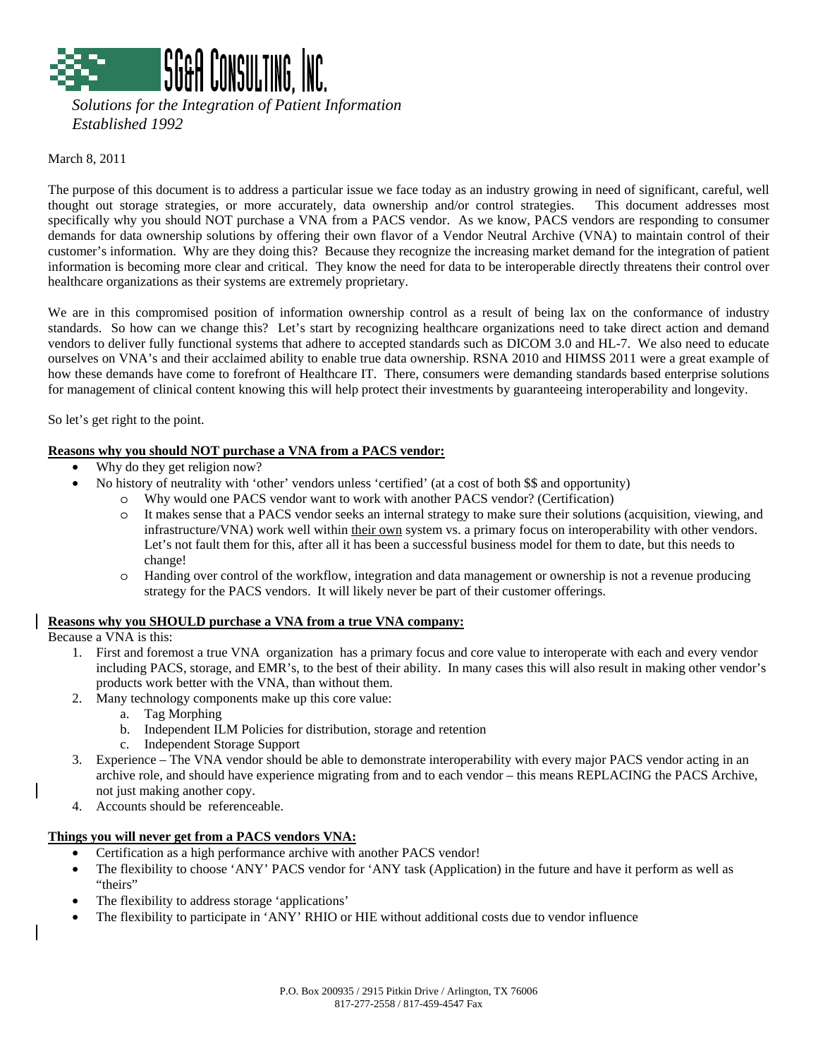# SG&A Consulting, Inc.

*Solutions for the Integration of Patient Information*
*Established 1992*

March 8, 2011

The purpose of this document is to address a particular issue we face today as an industry growing in need of significant, careful, well thought out storage strategies, or more accurately, data ownership and/or control strategies. This document addresses most specifically why you should NOT purchase a VNA from a PACS vendor. As we know, PACS vendors are responding to consumer demands for data ownership solutions by offering their own flavor of a Vendor Neutral Archive (VNA) to maintain control of their customer's information. Why are they doing this? Because they recognize the increasing market demand for the integration of patient information is becoming more clear and critical. They know the need for data to be interoperable directly threatens their control over healthcare organizations as their systems are extremely proprietary.

We are in this compromised position of information ownership control as a result of being lax on the conformance of industry standards. So how can we change this? Let's start by recognizing healthcare organizations need to take direct action and demand vendors to deliver fully functional systems that adhere to accepted standards such as DICOM 3.0 and HL-7. We also need to educate ourselves on VNA's and their acclaimed ability to enable true data ownership. RSNA 2010 and HIMSS 2011 were a great example of how these demands have come to forefront of Healthcare IT. There, consumers were demanding standards based enterprise solutions for management of clinical content knowing this will help protect their investments by guaranteeing interoperability and longevity.

So let's get right to the point.

**Reasons why you should NOT purchase a VNA from a PACS vendor:**

- Why do they get religion now?
- No history of neutrality with 'other' vendors unless 'certified' (at a cost of both $$ and opportunity)
  - Why would one PACS vendor want to work with another PACS vendor? (Certification)
  - It makes sense that a PACS vendor seeks an internal strategy to make sure their solutions (acquisition, viewing, and infrastructure/VNA) work well within <u>their own</u> system vs. a primary focus on interoperability with other vendors. Let's not fault them for this, after all it has been a successful business model for them to date, but this needs to change!
  - Handing over control of the workflow, integration and data management or ownership is not a revenue producing strategy for the PACS vendors. It will likely never be part of their customer offerings.

**Reasons why you SHOULD purchase a VNA from a true VNA company:**

Because a VNA is this:

1. First and foremost a true VNA organization has a primary focus and core value to interoperate with each and every vendor including PACS, storage, and EMR's, to the best of their ability. In many cases this will also result in making other vendor's products work better with the VNA, than without them.
2. Many technology components make up this core value:
   a. Tag Morphing
   b. Independent ILM Policies for distribution, storage and retention
   c. Independent Storage Support
3. Experience – The VNA vendor should be able to demonstrate interoperability with every major PACS vendor acting in an archive role, and should have experience migrating from and to each vendor – this means REPLACING the PACS Archive, not just making another copy.
4. Accounts should be referenceable.

**Things you will never get from a PACS vendors VNA:**

- Certification as a high performance archive with another PACS vendor!
- The flexibility to choose 'ANY' PACS vendor for 'ANY task (Application) in the future and have it perform as well as "theirs"
- The flexibility to address storage 'applications'
- The flexibility to participate in 'ANY' RHIO or HIE without additional costs due to vendor influence

P.O. Box 200935 / 2915 Pitkin Drive / Arlington, TX 76006
817-277-2558 / 817-459-4547 Fax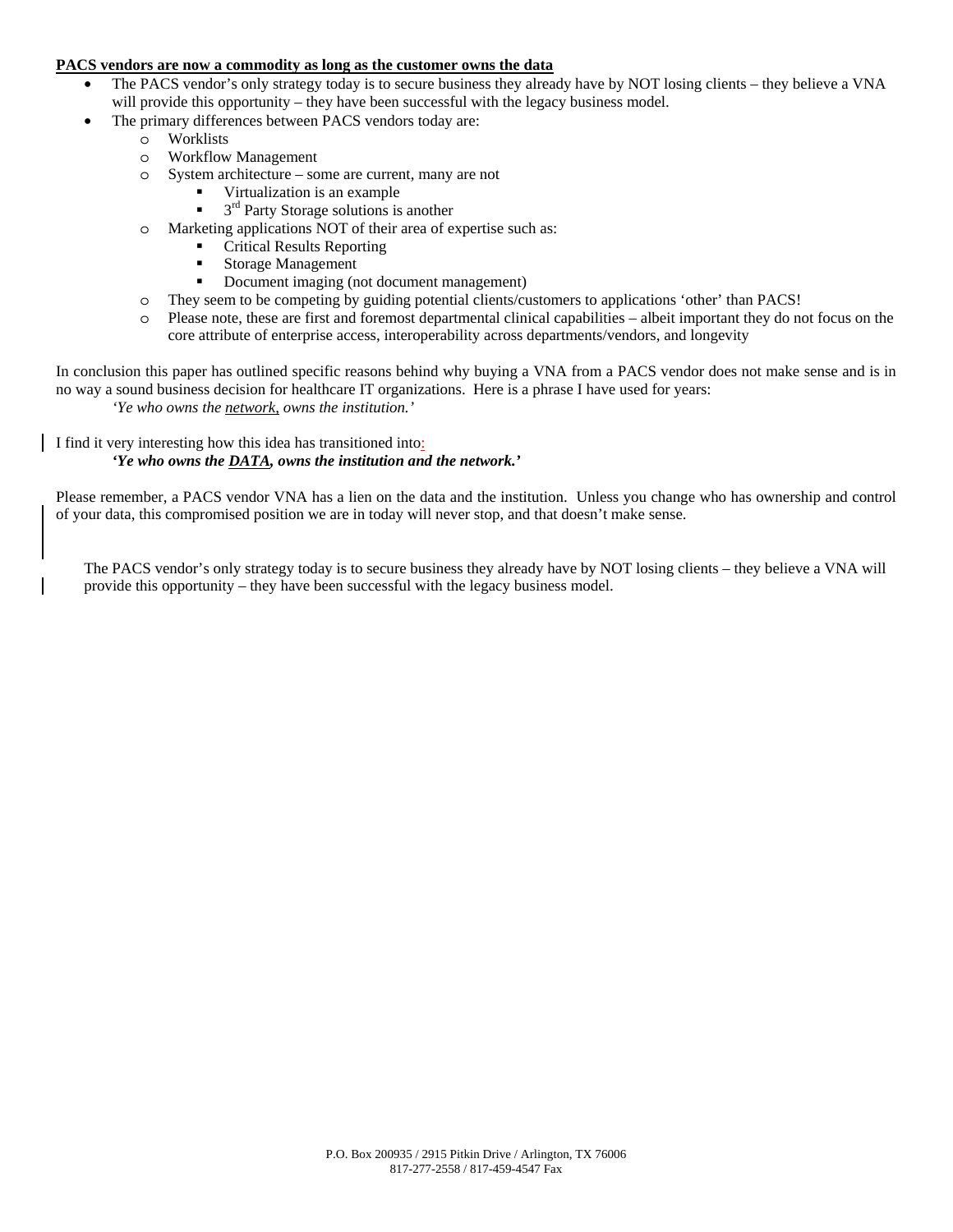**PACS vendors are now a commodity as long as the customer owns the data**

- The PACS vendor's only strategy today is to secure business they already have by NOT losing clients – they believe a VNA will provide this opportunity – they have been successful with the legacy business model.
- The primary differences between PACS vendors today are:
  - Worklists
  - Workflow Management
  - System architecture – some are current, many are not
    - Virtualization is an example
    - 3rd Party Storage solutions is another
  - Marketing applications NOT of their area of expertise such as:
    - Critical Results Reporting
    - Storage Management
    - Document imaging (not document management)
  - They seem to be competing by guiding potential clients/customers to applications 'other' than PACS!
  - Please note, these are first and foremost departmental clinical capabilities – albeit important they do not focus on the core attribute of enterprise access, interoperability across departments/vendors, and longevity

In conclusion this paper has outlined specific reasons behind why buying a VNA from a PACS vendor does not make sense and is in no way a sound business decision for healthcare IT organizations. Here is a phrase I have used for years:

*'Ye who owns the network, owns the institution.'*

I find it very interesting how this idea has transitioned into:

***'Ye who owns the DATA, owns the institution and the network.'***

Please remember, a PACS vendor VNA has a lien on the data and the institution. Unless you change who has ownership and control of your data, this compromised position we are in today will never stop, and that doesn't make sense.

The PACS vendor's only strategy today is to secure business they already have by NOT losing clients – they believe a VNA will provide this opportunity – they have been successful with the legacy business model.

P.O. Box 200935 / 2915 Pitkin Drive / Arlington, TX 76006
817-277-2558 / 817-459-4547 Fax